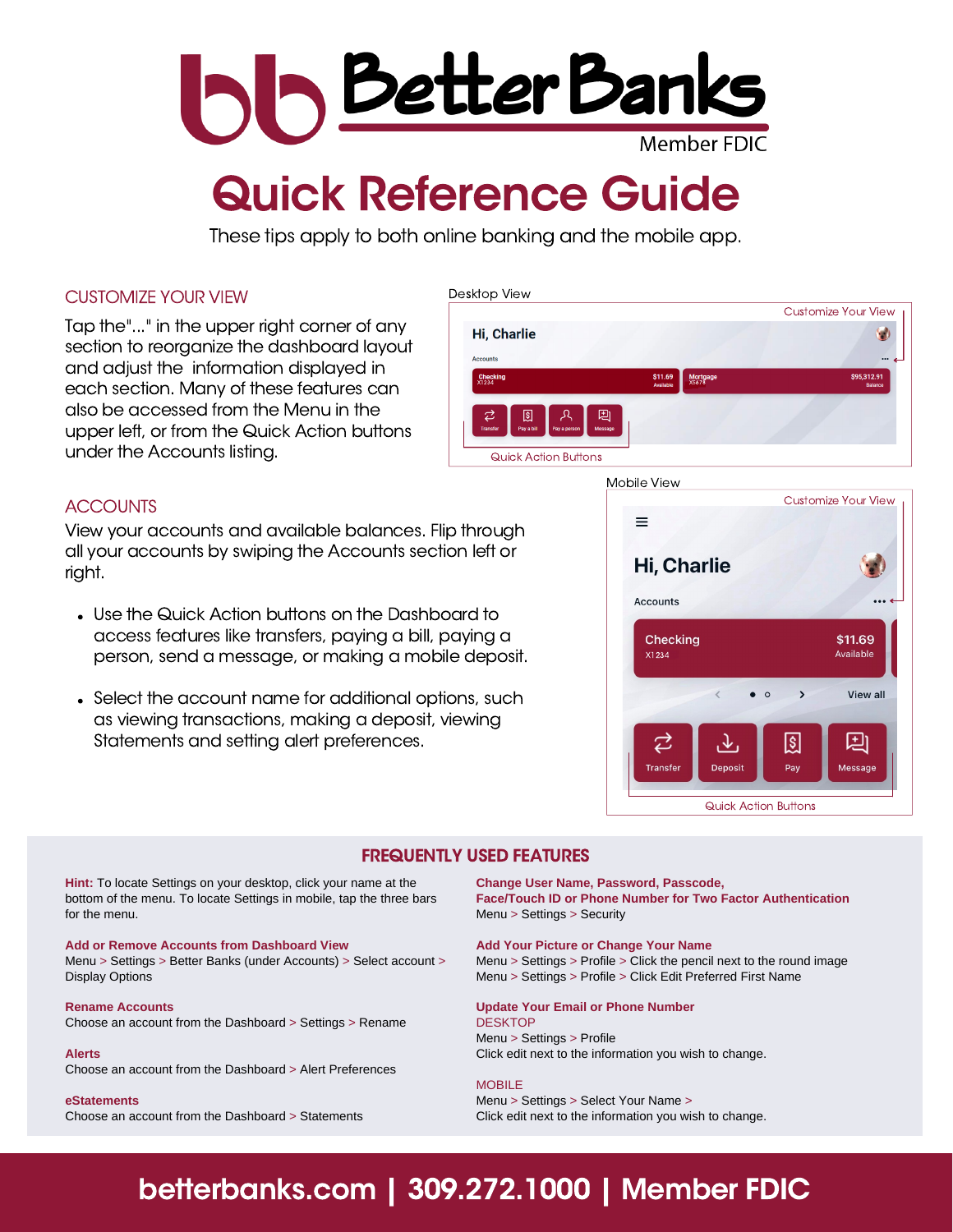# Better Banks

Member FDIC

# Quick Reference Guide

These tips apply to both online banking and the mobile app.

## CUSTOMIZE YOUR VIEW

Tap the"..." in the upper right corner of any section to reorganize the dashboard layout and adjust the information displayed in each section. Many of these features can also be accessed from the Menu in the upper left, or from the Quick Action buttons under the Accounts listing.

Desktop View

Customize Your View

Hi, Charlie

Accounts

Checking X1234 $11.69 Available

Mortgage X5678 $95,312.91 Balance

Transfer | Pay a bill | Pay a person | Message

Quick Action Buttons

## ACCOUNTS

View your accounts and available balances. Flip through all your accounts by swiping the Accounts section left or right.

- Use the Quick Action buttons on the Dashboard to access features like transfers, paying a bill, paying a person, send a message, or making a mobile deposit.
- Select the account name for additional options, such as viewing transactions, making a deposit, viewing Statements and setting alert preferences.

Mobile View

Customize Your View

Hi, Charlie

Accounts

Checking X1234 $11.69 Available

View all

Transfer | Deposit | Pay | Message

Quick Action Buttons

## FREQUENTLY USED FEATURES

**Hint:** To locate Settings on your desktop, click your name at the bottom of the menu. To locate Settings in mobile, tap the three bars for the menu.

**Add or Remove Accounts from Dashboard View**
Menu > Settings > Better Banks (under Accounts) > Select account > Display Options

**Rename Accounts**
Choose an account from the Dashboard > Settings > Rename

**Alerts**
Choose an account from the Dashboard > Alert Preferences

**eStatements**
Choose an account from the Dashboard > Statements

**Change User Name, Password, Passcode, Face/Touch ID or Phone Number for Two Factor Authentication**
Menu > Settings > Security

**Add Your Picture or Change Your Name**
Menu > Settings > Profile > Click the pencil next to the round image
Menu > Settings > Profile > Click Edit Preferred First Name

**Update Your Email or Phone Number**

DESKTOP
Menu > Settings > Profile
Click edit next to the information you wish to change.

MOBILE
Menu > Settings > Select Your Name >
Click edit next to the information you wish to change.

**betterbanks.com | 309.272.1000 | Member FDIC**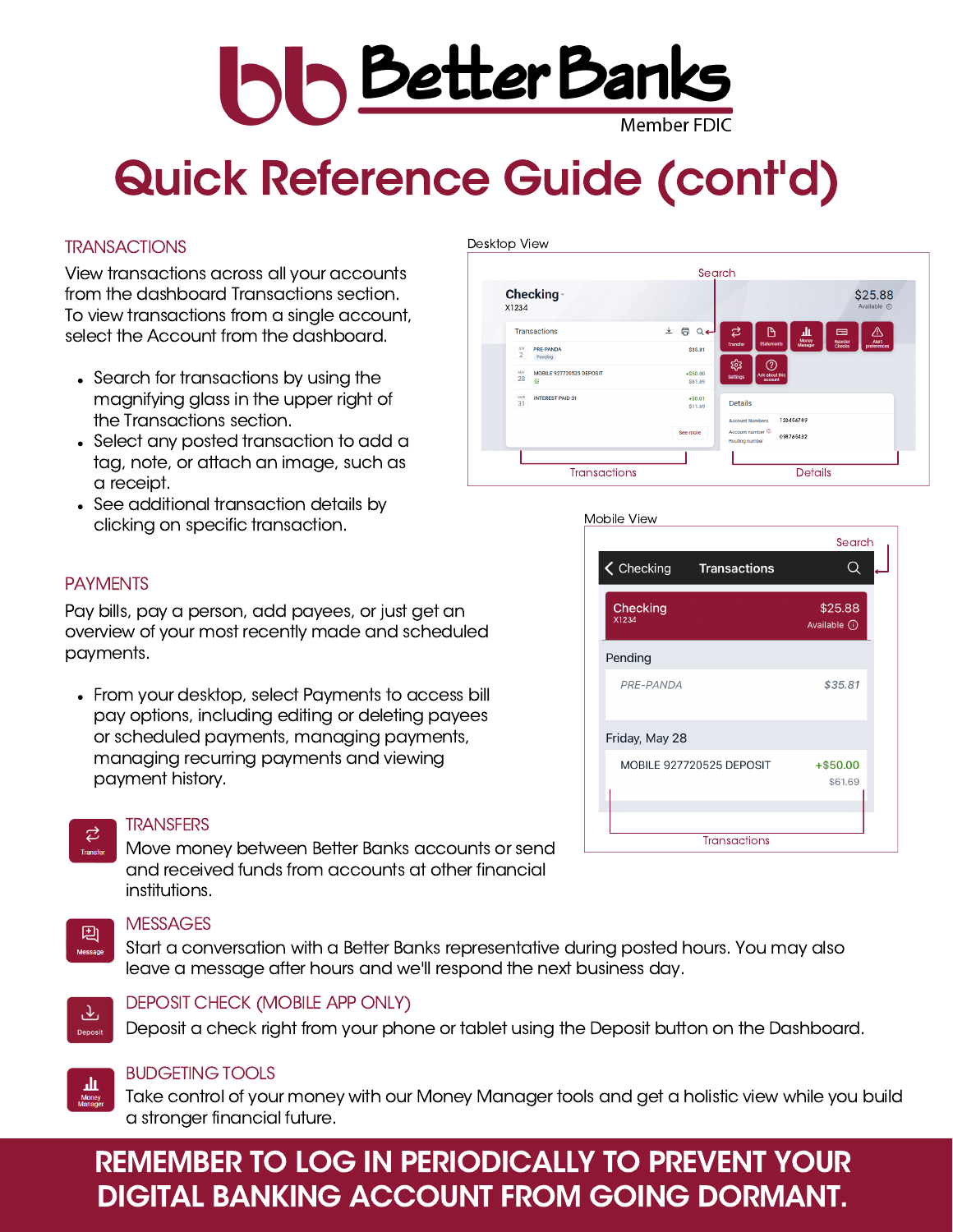# Better Banks

Member FDIC

# Quick Reference Guide (cont'd)

## TRANSACTIONS

View transactions across all your accounts from the dashboard Transactions section. To view transactions from a single account, select the Account from the dashboard.

- Search for transactions by using the magnifying glass in the upper right of the Transactions section.
- Select any posted transaction to add a tag, note, or attach an image, such as a receipt.
- See additional transaction details by clicking on specific transaction.

Desktop View

Search

Checking
X1234

$25.88
Available

Transactions

PRE-PANDA $35.81
Pending

MOBILE 927720525 DEPOSIT +$50.00
$61.69

INTEREST PAID 31 +$0.01
$11.69

See more

Transfer
Statements
Money Manager
Reorder Checks
Alert preferences
Settings
Ask about this account

Details

Account Numbers 123456789
Account number
Routing number 098765432

Transactions

Details

Mobile View

Search

Checking Transactions

Checking
X1234

$25.88
Available

Pending

PRE-PANDA $35.81

Friday, May 28

MOBILE 927720525 DEPOSIT +$50.00
$61.69

Transactions

## PAYMENTS

Pay bills, pay a person, add payees, or just get an overview of your most recently made and scheduled payments.

- From your desktop, select Payments to access bill pay options, including editing or deleting payees or scheduled payments, managing payments, managing recurring payments and viewing payment history.

## TRANSFERS

Move money between Better Banks accounts or send and received funds from accounts at other financial institutions.

## MESSAGES

Start a conversation with a Better Banks representative during posted hours. You may also leave a message after hours and we'll respond the next business day.

## DEPOSIT CHECK (MOBILE APP ONLY)

Deposit a check right from your phone or tablet using the Deposit button on the Dashboard.

## BUDGETING TOOLS

Take control of your money with our Money Manager tools and get a holistic view while you build a stronger financial future.

**REMEMBER TO LOG IN PERIODICALLY TO PREVENT YOUR DIGITAL BANKING ACCOUNT FROM GOING DORMANT.**